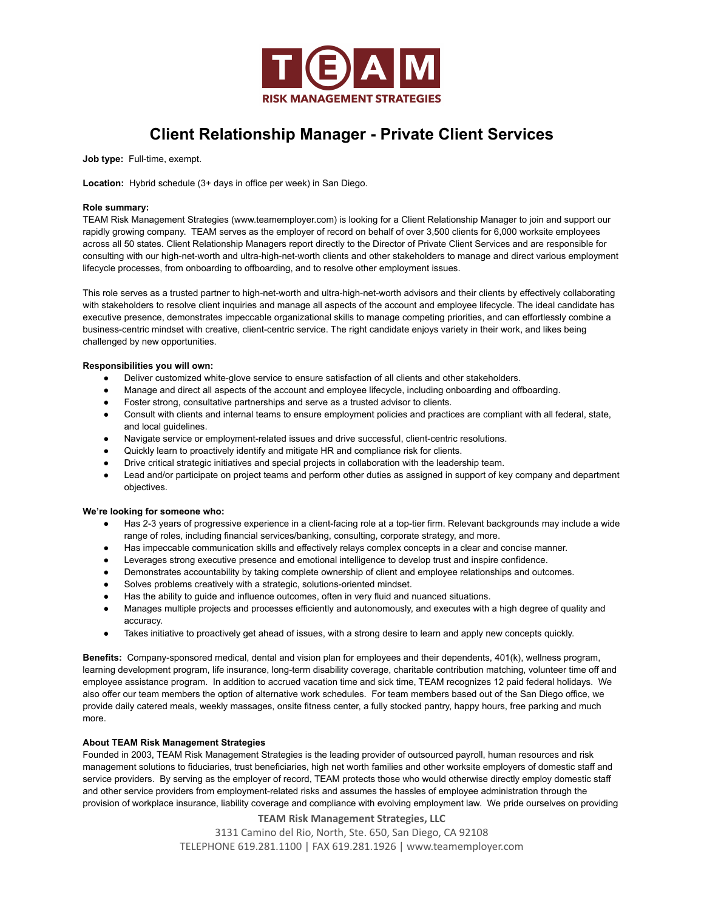# Client Relationship Manager - Private Client Services

**Job type:** Full-time, exempt.

**Location:** Hybrid schedule (3+ days in office per week) in San Diego.

**Role summary:**
TEAM Risk Management Strategies (www.teamemployer.com) is looking for a Client Relationship Manager to join and support our rapidly growing company. TEAM serves as the employer of record on behalf of over 3,500 clients for 6,000 worksite employees across all 50 states. Client Relationship Managers report directly to the Director of Private Client Services and are responsible for consulting with our high-net-worth and ultra-high-net-worth clients and other stakeholders to manage and direct various employment lifecycle processes, from onboarding to offboarding, and to resolve other employment issues.

This role serves as a trusted partner to high-net-worth and ultra-high-net-worth advisors and their clients by effectively collaborating with stakeholders to resolve client inquiries and manage all aspects of the account and employee lifecycle. The ideal candidate has executive presence, demonstrates impeccable organizational skills to manage competing priorities, and can effortlessly combine a business-centric mindset with creative, client-centric service. The right candidate enjoys variety in their work, and likes being challenged by new opportunities.

**Responsibilities you will own:**

- Deliver customized white-glove service to ensure satisfaction of all clients and other stakeholders.
- Manage and direct all aspects of the account and employee lifecycle, including onboarding and offboarding.
- Foster strong, consultative partnerships and serve as a trusted advisor to clients.
- Consult with clients and internal teams to ensure employment policies and practices are compliant with all federal, state, and local guidelines.
- Navigate service or employment-related issues and drive successful, client-centric resolutions.
- Quickly learn to proactively identify and mitigate HR and compliance risk for clients.
- Drive critical strategic initiatives and special projects in collaboration with the leadership team.
- Lead and/or participate on project teams and perform other duties as assigned in support of key company and department objectives.

**We're looking for someone who:**

- Has 2-3 years of progressive experience in a client-facing role at a top-tier firm. Relevant backgrounds may include a wide range of roles, including financial services/banking, consulting, corporate strategy, and more.
- Has impeccable communication skills and effectively relays complex concepts in a clear and concise manner.
- Leverages strong executive presence and emotional intelligence to develop trust and inspire confidence.
- Demonstrates accountability by taking complete ownership of client and employee relationships and outcomes.
- Solves problems creatively with a strategic, solutions-oriented mindset.
- Has the ability to guide and influence outcomes, often in very fluid and nuanced situations.
- Manages multiple projects and processes efficiently and autonomously, and executes with a high degree of quality and accuracy.
- Takes initiative to proactively get ahead of issues, with a strong desire to learn and apply new concepts quickly.

**Benefits:** Company-sponsored medical, dental and vision plan for employees and their dependents, 401(k), wellness program, learning development program, life insurance, long-term disability coverage, charitable contribution matching, volunteer time off and employee assistance program. In addition to accrued vacation time and sick time, TEAM recognizes 12 paid federal holidays. We also offer our team members the option of alternative work schedules. For team members based out of the San Diego office, we provide daily catered meals, weekly massages, onsite fitness center, a fully stocked pantry, happy hours, free parking and much more.

**About TEAM Risk Management Strategies**
Founded in 2003, TEAM Risk Management Strategies is the leading provider of outsourced payroll, human resources and risk management solutions to fiduciaries, trust beneficiaries, high net worth families and other worksite employers of domestic staff and service providers. By serving as the employer of record, TEAM protects those who would otherwise directly employ domestic staff and other service providers from employment-related risks and assumes the hassles of employee administration through the provision of workplace insurance, liability coverage and compliance with evolving employment law. We pride ourselves on providing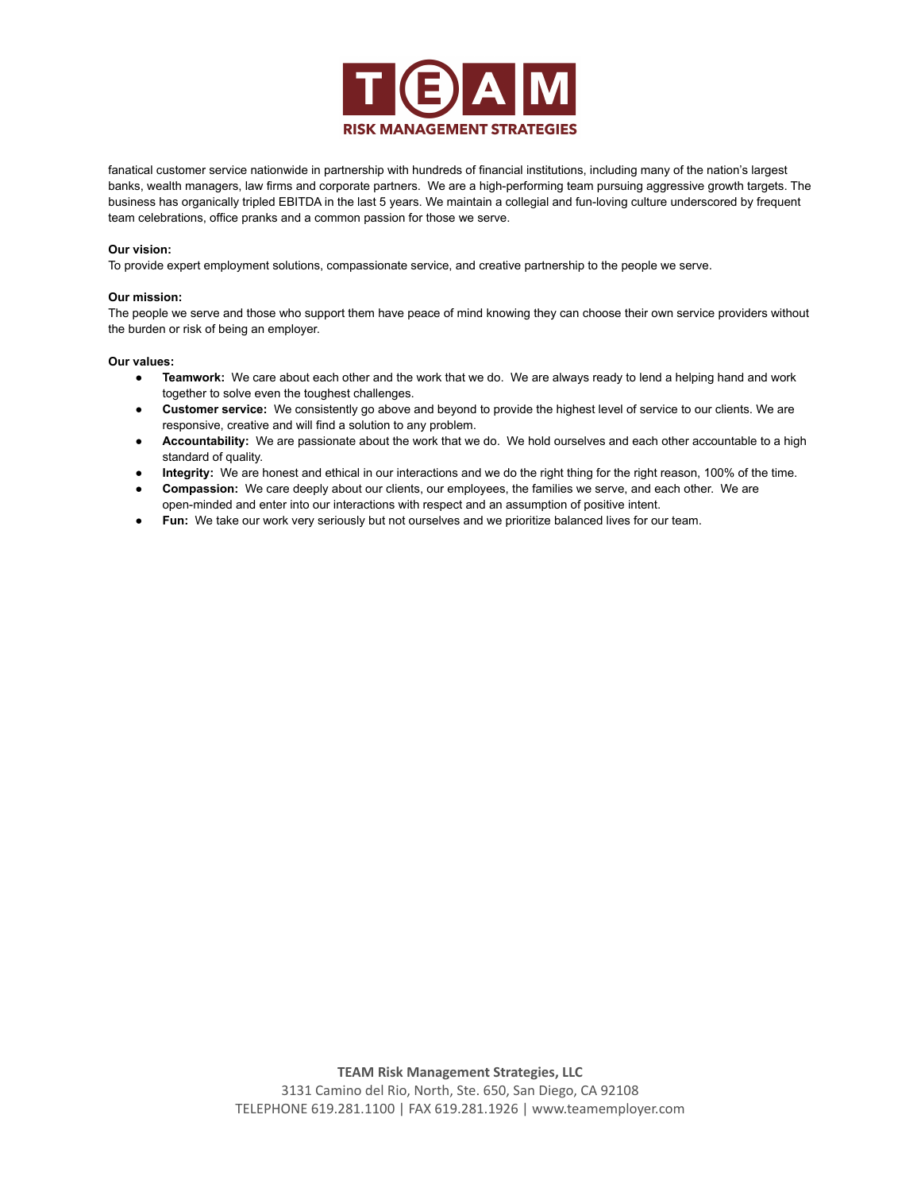fanatical customer service nationwide in partnership with hundreds of financial institutions, including many of the nation's largest banks, wealth managers, law firms and corporate partners. We are a high-performing team pursuing aggressive growth targets. The business has organically tripled EBITDA in the last 5 years. We maintain a collegial and fun-loving culture underscored by frequent team celebrations, office pranks and a common passion for those we serve.

**Our vision:**
To provide expert employment solutions, compassionate service, and creative partnership to the people we serve.

**Our mission:**
The people we serve and those who support them have peace of mind knowing they can choose their own service providers without the burden or risk of being an employer.

**Our values:**

- **Teamwork:** We care about each other and the work that we do. We are always ready to lend a helping hand and work together to solve even the toughest challenges.
- **Customer service:** We consistently go above and beyond to provide the highest level of service to our clients. We are responsive, creative and will find a solution to any problem.
- **Accountability:** We are passionate about the work that we do. We hold ourselves and each other accountable to a high standard of quality.
- **Integrity:** We are honest and ethical in our interactions and we do the right thing for the right reason, 100% of the time.
- **Compassion:** We care deeply about our clients, our employees, the families we serve, and each other. We are open-minded and enter into our interactions with respect and an assumption of positive intent.
- **Fun:** We take our work very seriously but not ourselves and we prioritize balanced lives for our team.